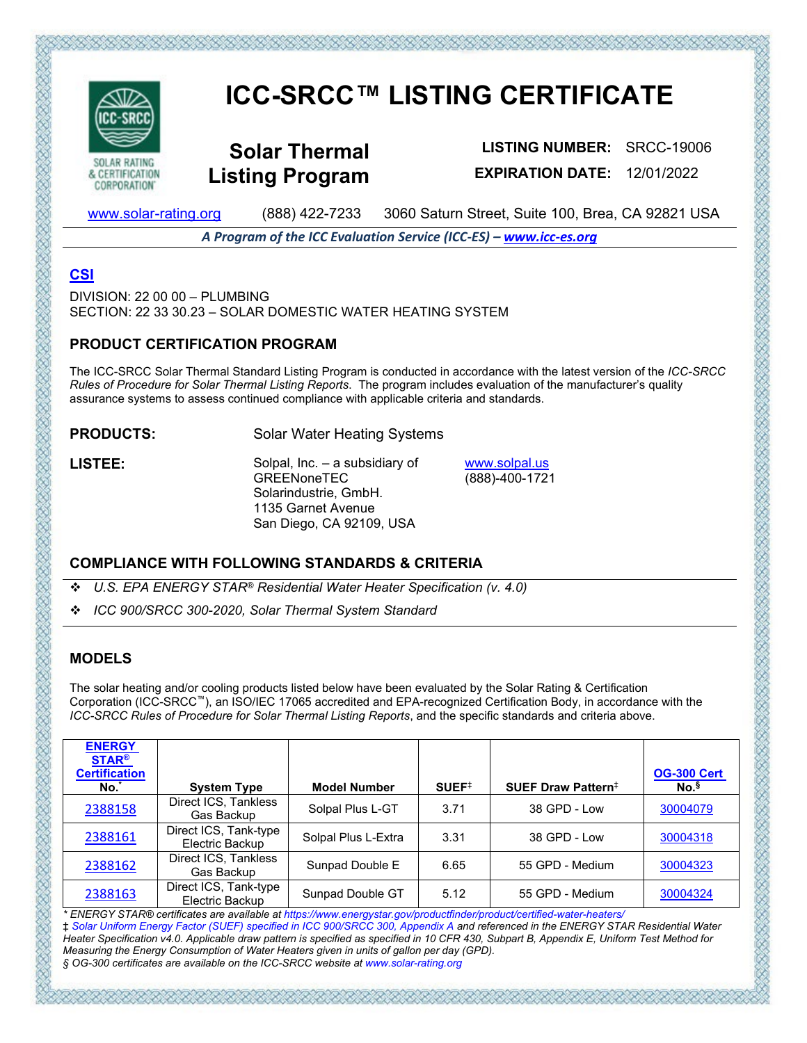# ICC-SRCC™ LISTING CERTIFICATE

SOLAR RATING & CERTIFICATION CORPORATION

## Solar Thermal Listing Program

**LISTING NUMBER:** SRCC-19006

**EXPIRATION DATE:** 12/01/2022

www.solar-rating.org (888) 422-7233 3060 Saturn Street, Suite 100, Brea, CA 92821 USA

***A Program of the ICC Evaluation Service (ICC-ES) – www.icc-es.org***

### CSI

DIVISION: 22 00 00 – PLUMBING
SECTION: 22 33 30.23 – SOLAR DOMESTIC WATER HEATING SYSTEM

### PRODUCT CERTIFICATION PROGRAM

The ICC-SRCC Solar Thermal Standard Listing Program is conducted in accordance with the latest version of the *ICC-SRCC Rules of Procedure for Solar Thermal Listing Reports.* The program includes evaluation of the manufacturer's quality assurance systems to assess continued compliance with applicable criteria and standards.

**PRODUCTS:** Solar Water Heating Systems

**LISTEE:** Solpal, Inc. – a subsidiary of GREENoneTEC Solarindustrie, GmbH.
1135 Garnet Avenue
San Diego, CA 92109, USA

www.solpal.us
(888)-400-1721

### COMPLIANCE WITH FOLLOWING STANDARDS & CRITERIA

- *U.S. EPA ENERGY STAR® Residential Water Heater Specification (v. 4.0)*
- *ICC 900/SRCC 300-2020, Solar Thermal System Standard*

### MODELS

The solar heating and/or cooling products listed below have been evaluated by the Solar Rating & Certification Corporation (ICC-SRCC™), an ISO/IEC 17065 accredited and EPA-recognized Certification Body, in accordance with the *ICC-SRCC Rules of Procedure for Solar Thermal Listing Reports*, and the specific standards and criteria above.

| ENERGY STAR® Certification No.* | System Type | Model Number | SUEF‡ | SUEF Draw Pattern‡ | OG-300 Cert No.§ |
|---|---|---|---|---|---|
| 2388158 | Direct ICS, Tankless Gas Backup | Solpal Plus L-GT | 3.71 | 38 GPD - Low | 30004079 |
| 2388161 | Direct ICS, Tank-type Electric Backup | Solpal Plus L-Extra | 3.31 | 38 GPD - Low | 30004318 |
| 2388162 | Direct ICS, Tankless Gas Backup | Sunpad Double E | 6.65 | 55 GPD - Medium | 30004323 |
| 2388163 | Direct ICS, Tank-type Electric Backup | Sunpad Double GT | 5.12 | 55 GPD - Medium | 30004324 |

*\* ENERGY STAR® certificates are available at https://www.energystar.gov/productfinder/product/certified-water-heaters/*

*‡ Solar Uniform Energy Factor (SUEF) specified in ICC 900/SRCC 300, Appendix A and referenced in the ENERGY STAR Residential Water Heater Specification v4.0. Applicable draw pattern is specified as specified in 10 CFR 430, Subpart B, Appendix E, Uniform Test Method for Measuring the Energy Consumption of Water Heaters given in units of gallon per day (GPD).*

*§ OG-300 certificates are available on the ICC-SRCC website at www.solar-rating.org*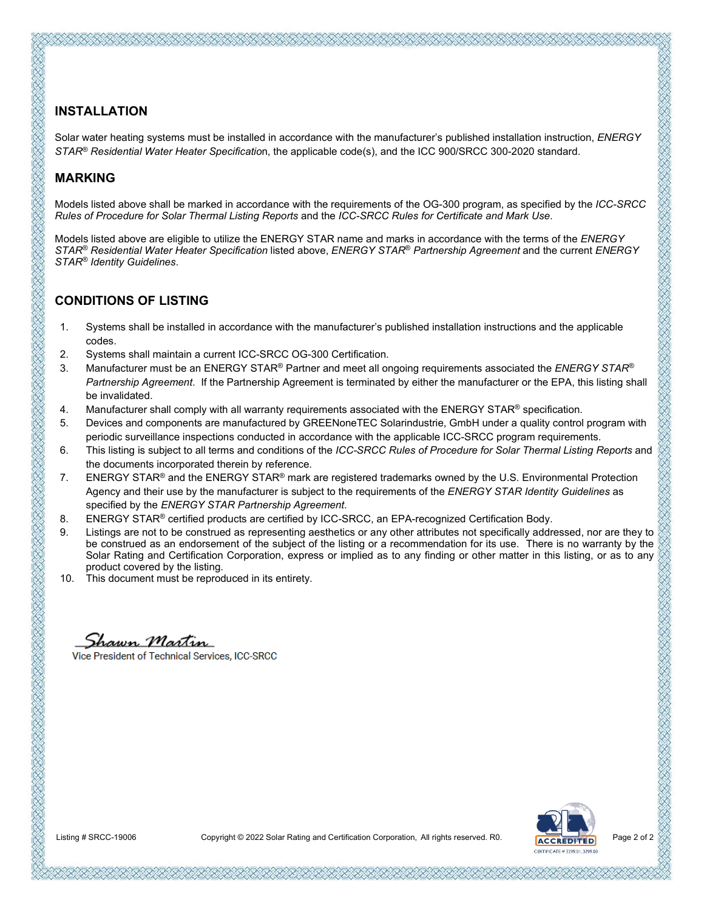## INSTALLATION

Solar water heating systems must be installed in accordance with the manufacturer's published installation instruction, *ENERGY STAR® Residential Water Heater Specification*, the applicable code(s), and the ICC 900/SRCC 300-2020 standard.

## MARKING

Models listed above shall be marked in accordance with the requirements of the OG-300 program, as specified by the *ICC-SRCC Rules of Procedure for Solar Thermal Listing Reports* and the *ICC-SRCC Rules for Certificate and Mark Use*.

Models listed above are eligible to utilize the ENERGY STAR name and marks in accordance with the terms of the *ENERGY STAR® Residential Water Heater Specification* listed above, *ENERGY STAR® Partnership Agreement* and the current *ENERGY STAR® Identity Guidelines*.

## CONDITIONS OF LISTING

1. Systems shall be installed in accordance with the manufacturer's published installation instructions and the applicable codes.
2. Systems shall maintain a current ICC-SRCC OG-300 Certification.
3. Manufacturer must be an ENERGY STAR® Partner and meet all ongoing requirements associated the *ENERGY STAR® Partnership Agreement*. If the Partnership Agreement is terminated by either the manufacturer or the EPA, this listing shall be invalidated.
4. Manufacturer shall comply with all warranty requirements associated with the ENERGY STAR® specification.
5. Devices and components are manufactured by GREENoneTEC Solarindustrie, GmbH under a quality control program with periodic surveillance inspections conducted in accordance with the applicable ICC-SRCC program requirements.
6. This listing is subject to all terms and conditions of the *ICC-SRCC Rules of Procedure for Solar Thermal Listing Reports* and the documents incorporated therein by reference.
7. ENERGY STAR® and the ENERGY STAR® mark are registered trademarks owned by the U.S. Environmental Protection Agency and their use by the manufacturer is subject to the requirements of the *ENERGY STAR Identity Guidelines* as specified by the *ENERGY STAR Partnership Agreement*.
8. ENERGY STAR® certified products are certified by ICC-SRCC, an EPA-recognized Certification Body.
9. Listings are not to be construed as representing aesthetics or any other attributes not specifically addressed, nor are they to be construed as an endorsement of the subject of the listing or a recommendation for its use. There is no warranty by the Solar Rating and Certification Corporation, express or implied as to any finding or other matter in this listing, or as to any product covered by the listing.
10. This document must be reproduced in its entirety.

Shawn Martin

Vice President of Technical Services, ICC-SRCC

Listing # SRCC-19006

Copyright © 2022 Solar Rating and Certification Corporation, All rights reserved. R0.

ACCREDITED CERTIFICATE # 3299.01, 3299.03